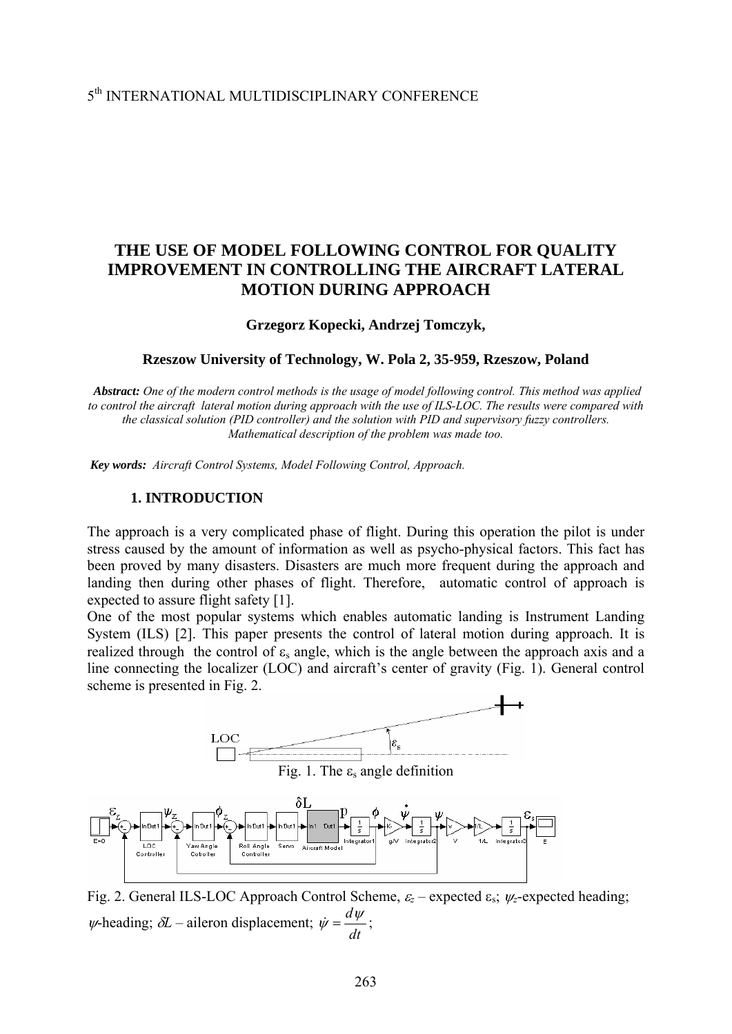5th INTERNATIONAL MULTIDISCIPLINARY CONFERENCE

# THE USE OF MODEL FOLLOWING CONTROL FOR QUALITY IMPROVEMENT IN CONTROLLING THE AIRCRAFT LATERAL MOTION DURING APPROACH

**Grzegorz Kopecki, Andrzej Tomczyk,**

**Rzeszow University of Technology, W. Pola 2, 35-959, Rzeszow, Poland**

***Abstract:*** *One of the modern control methods is the usage of model following control. This method was applied to control the aircraft lateral motion during approach with the use of ILS-LOC. The results were compared with the classical solution (PID controller) and the solution with PID and supervisory fuzzy controllers. Mathematical description of the problem was made too.*

***Key words:*** *Aircraft Control Systems, Model Following Control, Approach.*

## 1. INTRODUCTION

The approach is a very complicated phase of flight. During this operation the pilot is under stress caused by the amount of information as well as psycho-physical factors. This fact has been proved by many disasters. Disasters are much more frequent during the approach and landing then during other phases of flight. Therefore, automatic control of approach is expected to assure flight safety [1].

One of the most popular systems which enables automatic landing is Instrument Landing System (ILS) [2]. This paper presents the control of lateral motion during approach. It is realized through the control of $\varepsilon_s$ angle, which is the angle between the approach axis and a line connecting the localizer (LOC) and aircraft's center of gravity (Fig. 1). General control scheme is presented in Fig. 2.

Fig. 1. The $\varepsilon_s$ angle definition

Fig. 2. General ILS-LOC Approach Control Scheme, $\varepsilon_z$ – expected $\varepsilon_s$; $\psi_z$-expected heading; $\psi$-heading; $\delta L$ – aileron displacement; $\dot{\psi} = \frac{d\psi}{dt}$;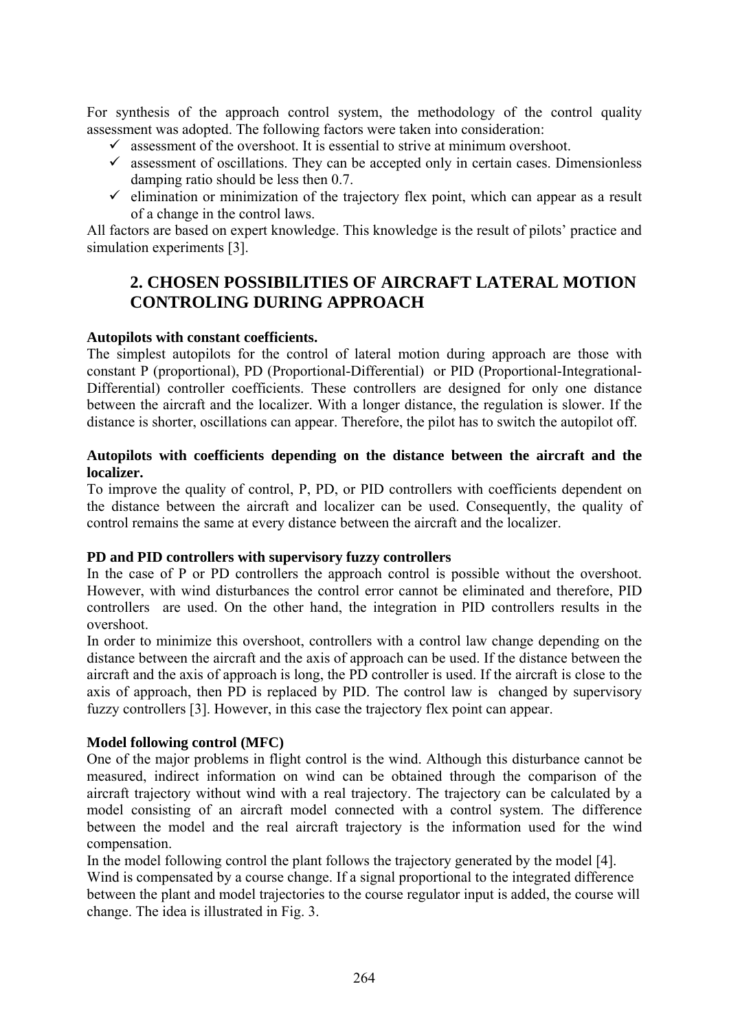For synthesis of the approach control system, the methodology of the control quality assessment was adopted. The following factors were taken into consideration:

- ✓ assessment of the overshoot. It is essential to strive at minimum overshoot.
- ✓ assessment of oscillations. They can be accepted only in certain cases. Dimensionless damping ratio should be less then 0.7.
- ✓ elimination or minimization of the trajectory flex point, which can appear as a result of a change in the control laws.

All factors are based on expert knowledge. This knowledge is the result of pilots' practice and simulation experiments [3].

## 2. CHOSEN POSSIBILITIES OF AIRCRAFT LATERAL MOTION CONTROLING DURING APPROACH

**Autopilots with constant coefficients.**

The simplest autopilots for the control of lateral motion during approach are those with constant P (proportional), PD (Proportional-Differential) or PID (Proportional-Integrational-Differential) controller coefficients. These controllers are designed for only one distance between the aircraft and the localizer. With a longer distance, the regulation is slower. If the distance is shorter, oscillations can appear. Therefore, the pilot has to switch the autopilot off.

**Autopilots with coefficients depending on the distance between the aircraft and the localizer.**

To improve the quality of control, P, PD, or PID controllers with coefficients dependent on the distance between the aircraft and localizer can be used. Consequently, the quality of control remains the same at every distance between the aircraft and the localizer.

**PD and PID controllers with supervisory fuzzy controllers**

In the case of P or PD controllers the approach control is possible without the overshoot. However, with wind disturbances the control error cannot be eliminated and therefore, PID controllers are used. On the other hand, the integration in PID controllers results in the overshoot.

In order to minimize this overshoot, controllers with a control law change depending on the distance between the aircraft and the axis of approach can be used. If the distance between the aircraft and the axis of approach is long, the PD controller is used. If the aircraft is close to the axis of approach, then PD is replaced by PID. The control law is changed by supervisory fuzzy controllers [3]. However, in this case the trajectory flex point can appear.

**Model following control (MFC)**

One of the major problems in flight control is the wind. Although this disturbance cannot be measured, indirect information on wind can be obtained through the comparison of the aircraft trajectory without wind with a real trajectory. The trajectory can be calculated by a model consisting of an aircraft model connected with a control system. The difference between the model and the real aircraft trajectory is the information used for the wind compensation.

In the model following control the plant follows the trajectory generated by the model [4].
Wind is compensated by a course change. If a signal proportional to the integrated difference between the plant and model trajectories to the course regulator input is added, the course will change. The idea is illustrated in Fig. 3.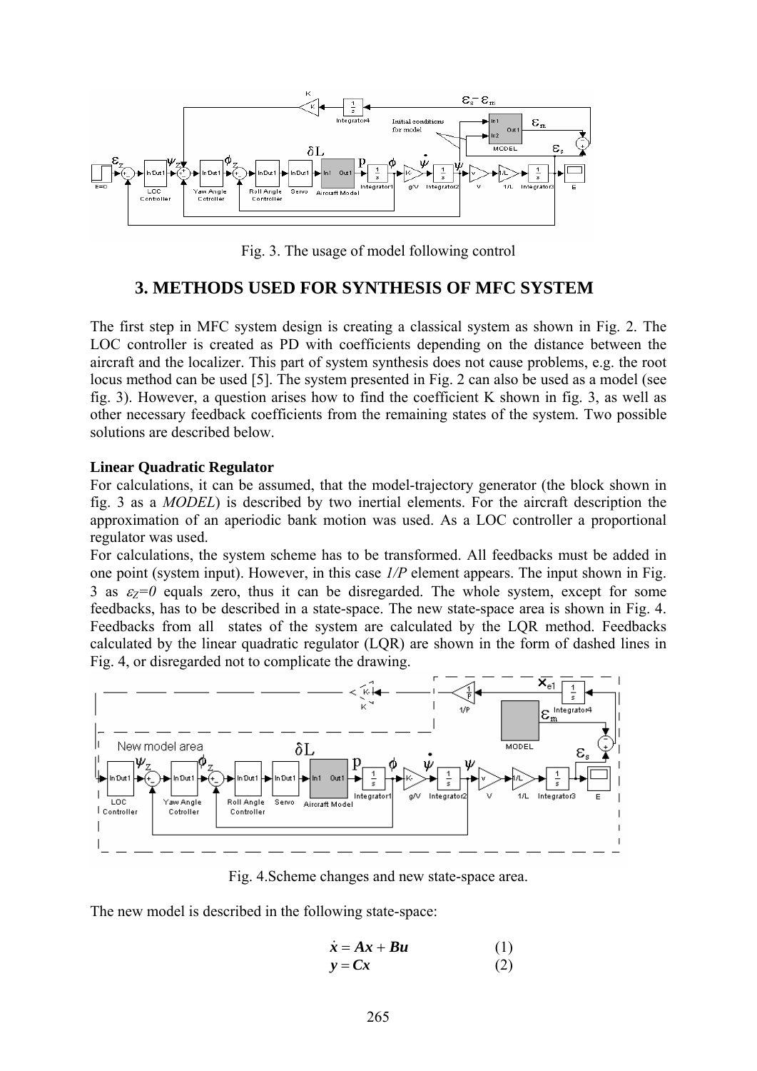Fig. 3. The usage of model following control

## 3. METHODS USED FOR SYNTHESIS OF MFC SYSTEM

The first step in MFC system design is creating a classical system as shown in Fig. 2. The LOC controller is created as PD with coefficients depending on the distance between the aircraft and the localizer. This part of system synthesis does not cause problems, e.g. the root locus method can be used [5]. The system presented in Fig. 2 can also be used as a model (see fig. 3). However, a question arises how to find the coefficient K shown in fig. 3, as well as other necessary feedback coefficients from the remaining states of the system. Two possible solutions are described below.

**Linear Quadratic Regulator**

For calculations, it can be assumed, that the model-trajectory generator (the block shown in fig. 3 as a *MODEL*) is described by two inertial elements. For the aircraft description the approximation of an aperiodic bank motion was used. As a LOC controller a proportional regulator was used.

For calculations, the system scheme has to be transformed. All feedbacks must be added in one point (system input). However, in this case *1/P* element appears. The input shown in Fig. 3 as $\varepsilon_Z=0$ equals zero, thus it can be disregarded. The whole system, except for some feedbacks, has to be described in a state-space. The new state-space area is shown in Fig. 4. Feedbacks from all states of the system are calculated by the LQR method. Feedbacks calculated by the linear quadratic regulator (LQR) are shown in the form of dashed lines in Fig. 4, or disregarded not to complicate the drawing.

Fig. 4.Scheme changes and new state-space area.

The new model is described in the following state-space:

$$\dot{\boldsymbol{x}} = \boldsymbol{A}\boldsymbol{x} + \boldsymbol{B}\boldsymbol{u} \qquad (1)$$

$$\boldsymbol{y} = \boldsymbol{C}\boldsymbol{x} \qquad (2)$$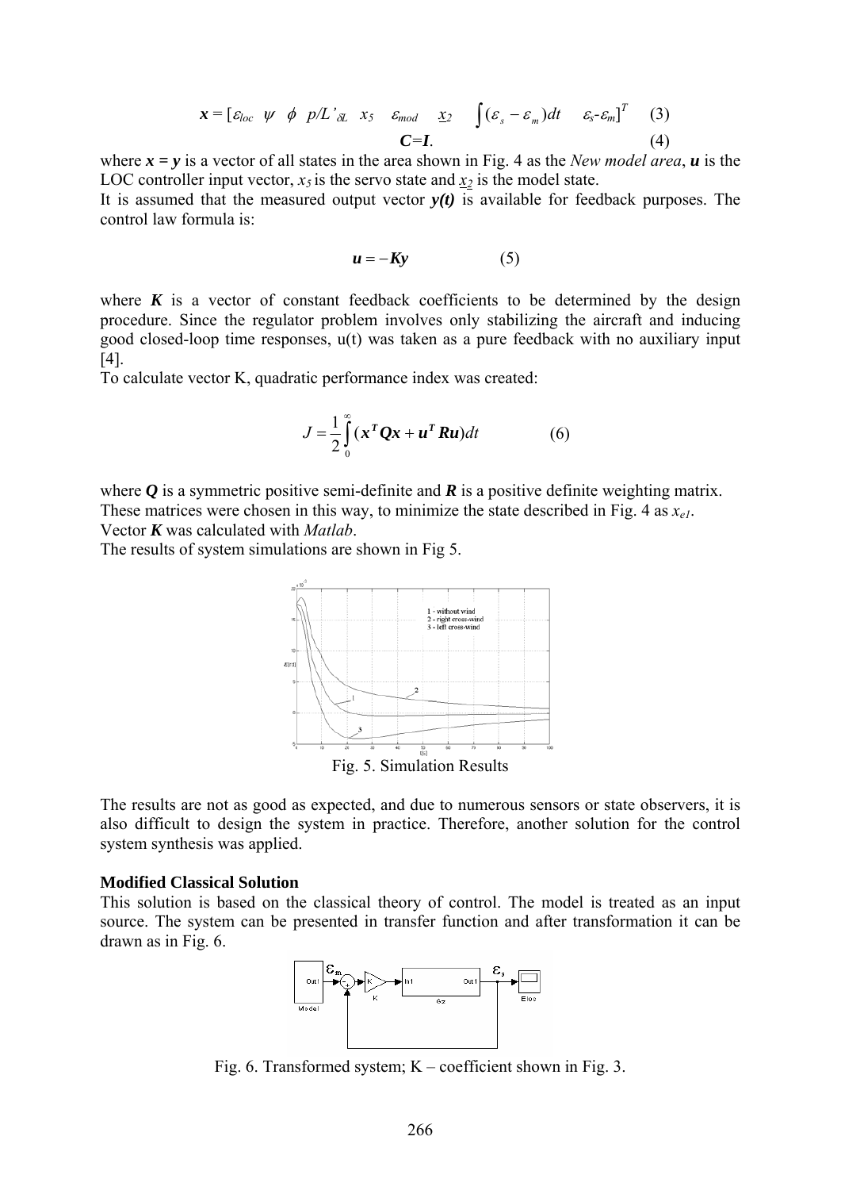$$\boldsymbol{x} = [\varepsilon_{loc} \quad \psi \quad \phi \quad p/L'_{\delta L} \quad x_5 \quad \varepsilon_{mod} \quad \underline{x}_2 \quad \int (\varepsilon_s - \varepsilon_m)dt \quad \varepsilon_s\text{-}\varepsilon_m]^T \qquad (3)$$

$$\boldsymbol{C}=\boldsymbol{I}. \qquad (4)$$

where $\boldsymbol{x} = \boldsymbol{y}$ is a vector of all states in the area shown in Fig. 4 as the *New model area*, $\boldsymbol{u}$ is the LOC controller input vector, $x_5$ is the servo state and $\underline{x}_2$ is the model state.

It is assumed that the measured output vector $\boldsymbol{y(t)}$ is available for feedback purposes. The control law formula is:

$$\boldsymbol{u} = -\boldsymbol{K}\boldsymbol{y} \qquad (5)$$

where $\boldsymbol{K}$ is a vector of constant feedback coefficients to be determined by the design procedure. Since the regulator problem involves only stabilizing the aircraft and inducing good closed-loop time responses, u(t) was taken as a pure feedback with no auxiliary input [4].

To calculate vector K, quadratic performance index was created:

$$J = \frac{1}{2}\int_0^{\infty} (\boldsymbol{x}^T \boldsymbol{Q}\boldsymbol{x} + \boldsymbol{u}^T \boldsymbol{R}\boldsymbol{u})dt \qquad (6)$$

where $\boldsymbol{Q}$ is a symmetric positive semi-definite and $\boldsymbol{R}$ is a positive definite weighting matrix. These matrices were chosen in this way, to minimize the state described in Fig. 4 as $x_{e1}$.

Vector $\boldsymbol{K}$ was calculated with *Matlab*.

The results of system simulations are shown in Fig 5.

Fig. 5. Simulation Results

The results are not as good as expected, and due to numerous sensors or state observers, it is also difficult to design the system in practice. Therefore, another solution for the control system synthesis was applied.

**Modified Classical Solution**

This solution is based on the classical theory of control. The model is treated as an input source. The system can be presented in transfer function and after transformation it can be drawn as in Fig. 6.

Fig. 6. Transformed system; K – coefficient shown in Fig. 3.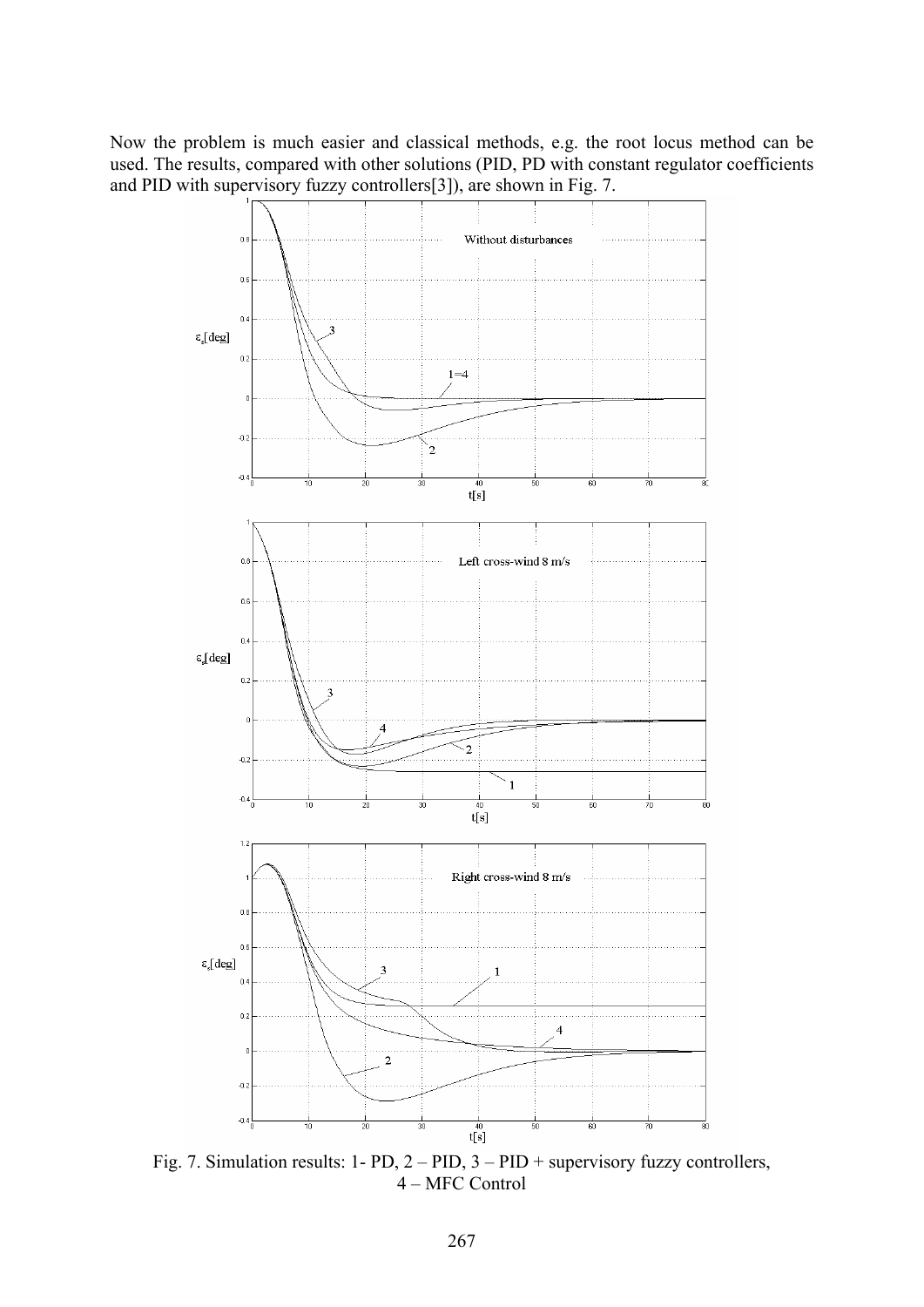Now the problem is much easier and classical methods, e.g. the root locus method can be used. The results, compared with other solutions (PID, PD with constant regulator coefficients and PID with supervisory fuzzy controllers[3]), are shown in Fig. 7.

Fig. 7. Simulation results: 1- PD, 2 – PID, 3 – PID + supervisory fuzzy controllers, 4 – MFC Control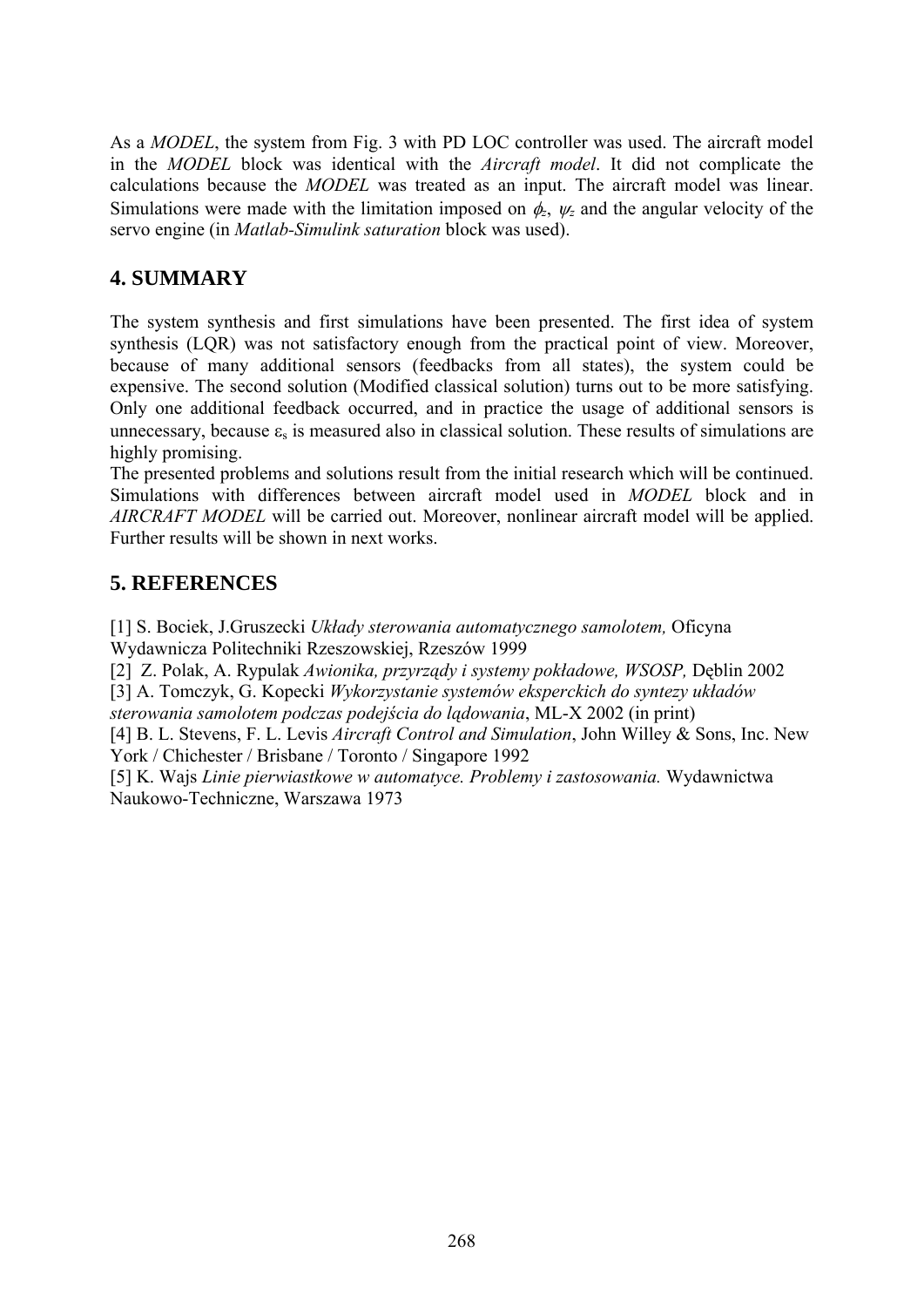As a *MODEL*, the system from Fig. 3 with PD LOC controller was used. The aircraft model in the *MODEL* block was identical with the *Aircraft model*. It did not complicate the calculations because the *MODEL* was treated as an input. The aircraft model was linear. Simulations were made with the limitation imposed on $\phi_z$, $\psi_z$ and the angular velocity of the servo engine (in *Matlab-Simulink saturation* block was used).

## 4. SUMMARY

The system synthesis and first simulations have been presented. The first idea of system synthesis (LQR) was not satisfactory enough from the practical point of view. Moreover, because of many additional sensors (feedbacks from all states), the system could be expensive. The second solution (Modified classical solution) turns out to be more satisfying. Only one additional feedback occurred, and in practice the usage of additional sensors is unnecessary, because $\varepsilon_s$ is measured also in classical solution. These results of simulations are highly promising.

The presented problems and solutions result from the initial research which will be continued. Simulations with differences between aircraft model used in *MODEL* block and in *AIRCRAFT MODEL* will be carried out. Moreover, nonlinear aircraft model will be applied. Further results will be shown in next works.

## 5. REFERENCES

[1] S. Bociek, J.Gruszecki *Układy sterowania automatycznego samolotem,* Oficyna Wydawnicza Politechniki Rzeszowskiej, Rzeszów 1999

[2] Z. Polak, A. Rypulak *Awionika, przyrządy i systemy pokładowe, WSOSP,* Dęblin 2002

[3] A. Tomczyk, G. Kopecki *Wykorzystanie systemów eksperckich do syntezy układów sterowania samolotem podczas podejścia do lądowania*, ML-X 2002 (in print)

[4] B. L. Stevens, F. L. Levis *Aircraft Control and Simulation*, John Willey & Sons, Inc. New York / Chichester / Brisbane / Toronto / Singapore 1992

[5] K. Wajs *Linie pierwiastkowe w automatyce. Problemy i zastosowania.* Wydawnictwa Naukowo-Techniczne, Warszawa 1973